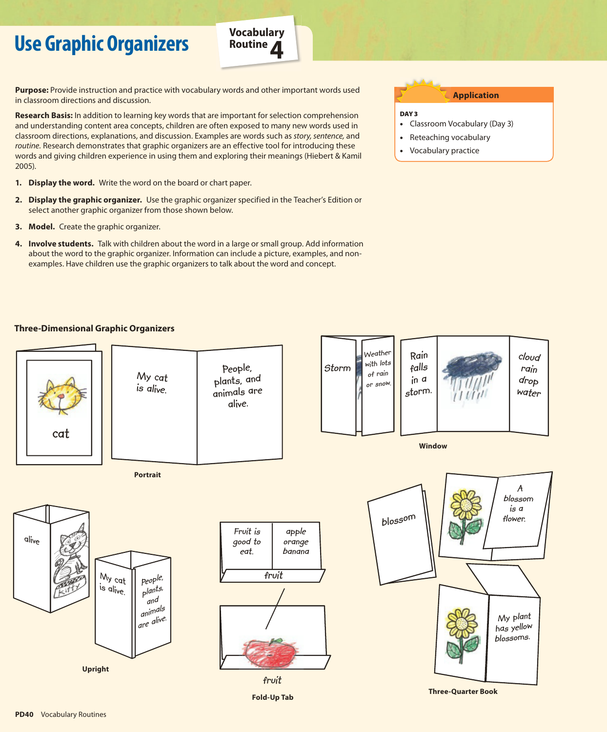# Use Graphic Organizers

**Vocabulary Routine 4**

**Application**

**DAY 3**

- Classroom Vocabulary (Day 3)
- Reteaching vocabulary
- Vocabulary practice

**Purpose:** Provide instruction and practice with vocabulary words and other important words used in classroom directions and discussion.

**Research Basis:** In addition to learning key words that are important for selection comprehension and understanding content area concepts, children are often exposed to many new words used in classroom directions, explanations, and discussion. Examples are words such as *story, sentence,* and *routine.* Research demonstrates that graphic organizers are an effective tool for introducing these words and giving children experience in using them and exploring their meanings (Hiebert & Kamil 2005).

1. **Display the word.** Write the word on the board or chart paper.
2. **Display the graphic organizer.** Use the graphic organizer specified in the Teacher's Edition or select another graphic organizer from those shown below.
3. **Model.** Create the graphic organizer.
4. **Involve students.** Talk with children about the word in a large or small group. Add information about the word to the graphic organizer. Information can include a picture, examples, and non-examples. Have children use the graphic organizers to talk about the word and concept.

### Three-Dimensional Graphic Organizers

cat

My cat is alive.

People, plants, and animals are alive.

**Portrait**

Storm

Weather with lots of rain or snow.

Rain falls in a storm.

cloud rain drop water

**Window**

alive

kitty

My cat is alive.

People, plants, and animals are alive.

**Upright**

Fruit is good to eat.

apple orange banana

fruit

fruit

**Fold-Up Tab**

blossom

A blossom is a flower.

My plant has yellow blossoms.

**Three-Quarter Book**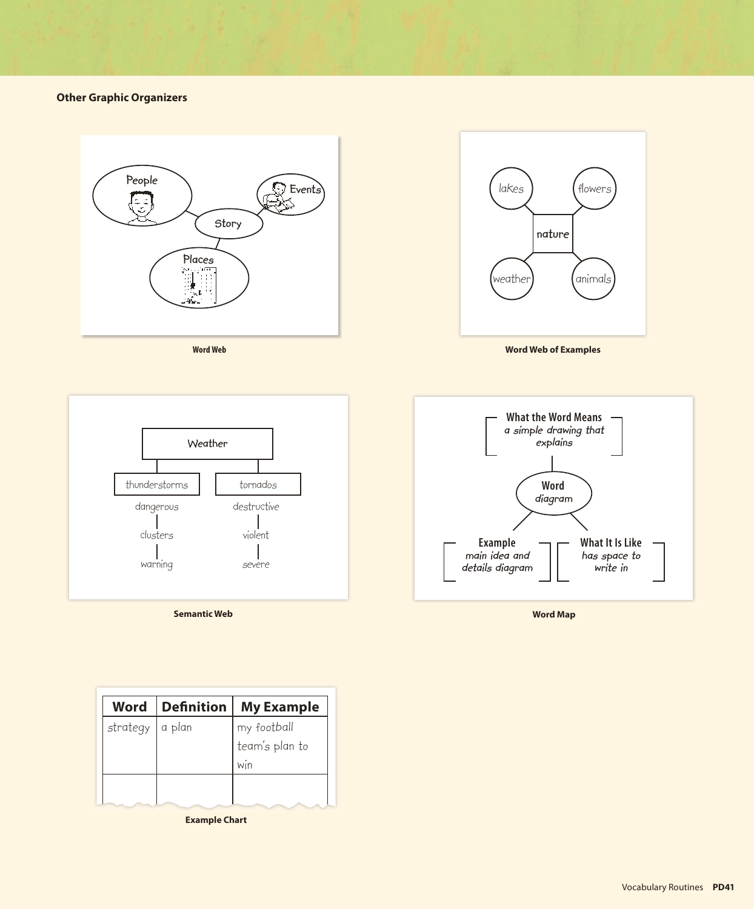## Other Graphic Organizers

People

Story

Events

Places

**Word Web**

lakes

flowers

nature

weather

animals

**Word Web of Examples**

Weather

thunderstorms

dangerous

clusters

warning

tornados

destructive

violent

severe

**Semantic Web**

What the Word Means
*a simple drawing that explains*

Word
*diagram*

Example
*main idea and details diagram*

What It Is Like
*has space to write in*

**Word Map**

| Word | Definition | My Example |
|---|---|---|
| strategy | a plan | my football team's plan to win |
| | | |

**Example Chart**